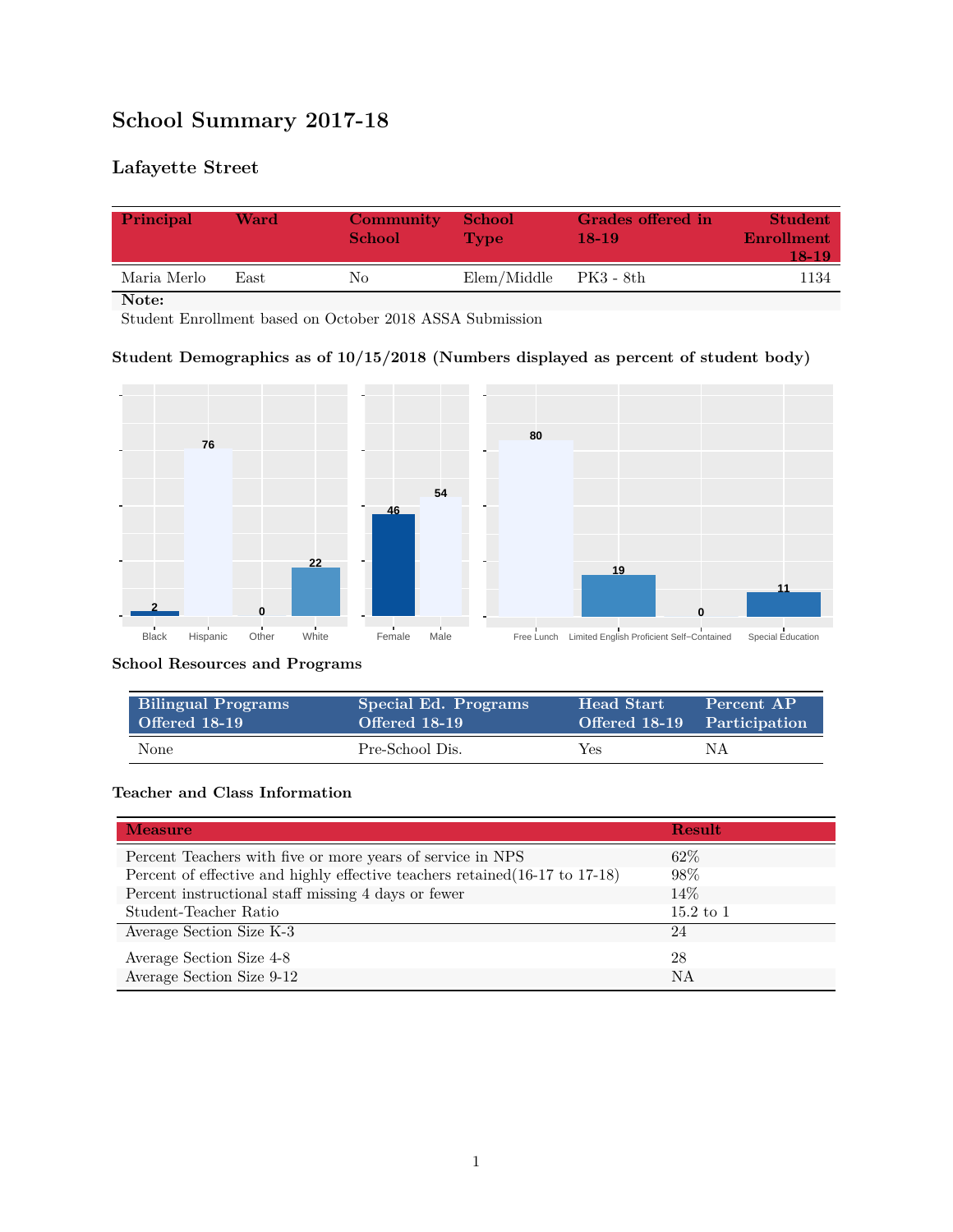# School Summary 2017-18

## Lafayette Street

| Principal | Ward | Community School | School Type | Grades offered in 18-19 | Student Enrollment 18-19 |
|---|---|---|---|---|---|
| Maria Merlo | East | No | Elem/Middle | PK3 - 8th | 1134 |

**Note:**
Student Enrollment based on October 2018 ASSA Submission

### Student Demographics as of 10/15/2018 (Numbers displayed as percent of student body)

| Black | Hispanic | Other | White |
|---|---|---|---|
| 2 | 76 | 0 | 22 |

| Female | Male |
|---|---|
| 46 | 54 |

| Free Lunch | Limited English Proficient | Self-Contained | Special Education |
|---|---|---|---|
| 80 | 19 | 0 | 11 |

### School Resources and Programs

| Bilingual Programs Offered 18-19 | Special Ed. Programs Offered 18-19 | Head Start Offered 18-19 | Percent AP Participation |
|---|---|---|---|
| None | Pre-School Dis. | Yes | NA |

### Teacher and Class Information

| Measure | Result |
|---|---|
| Percent Teachers with five or more years of service in NPS | 62% |
| Percent of effective and highly effective teachers retained(16-17 to 17-18) | 98% |
| Percent instructional staff missing 4 days or fewer | 14% |
| Student-Teacher Ratio | 15.2 to 1 |
| Average Section Size K-3 | 24 |
| Average Section Size 4-8 | 28 |
| Average Section Size 9-12 | NA |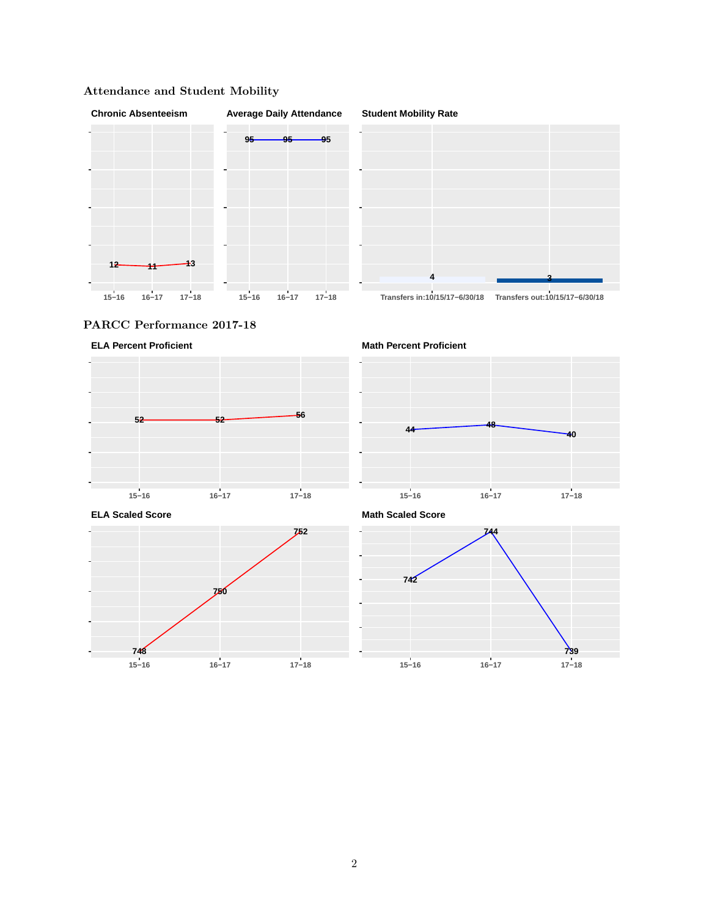## Attendance and Student Mobility

**Chronic Absenteeism**

12
11
13

15–16
16–17
17–18

**Average Daily Attendance**

95
95
95

15–16
16–17
17–18

**Student Mobility Rate**

4
3

Transfers in:10/15/17–6/30/18
Transfers out:10/15/17–6/30/18

## PARCC Performance 2017-18

**ELA Percent Proficient**

52
52
56

15–16
16–17
17–18

**Math Percent Proficient**

44
48
40

15–16
16–17
17–18

**ELA Scaled Score**

748
750
752

15–16
16–17
17–18

**Math Scaled Score**

742
744
739

15–16
16–17
17–18